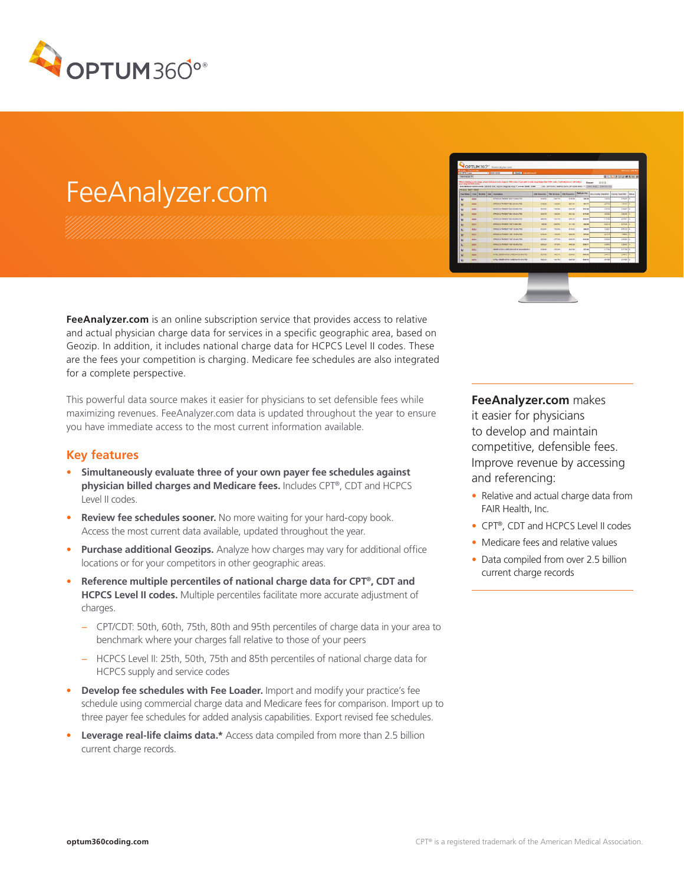# FeeAnalyzer.com

**FeeAnalyzer.com** is an online subscription service that provides access to relative and actual physician charge data for services in a specific geographic area, based on Geozip. In addition, it includes national charge data for HCPCS Level II codes. These are the fees your competition is charging. Medicare fee schedules are also integrated for a complete perspective.

This powerful data source makes it easier for physicians to set defensible fees while maximizing revenues. FeeAnalyzer.com data is updated throughout the year to ensure you have immediate access to the most current information available.

## Key features

- **Simultaneously evaluate three of your own payer fee schedules against physician billed charges and Medicare fees.** Includes CPT®, CDT and HCPCS Level II codes.
- **Review fee schedules sooner.** No more waiting for your hard-copy book. Access the most current data available, updated throughout the year.
- **Purchase additional Geozips.** Analyze how charges may vary for additional office locations or for your competitors in other geographic areas.
- **Reference multiple percentiles of national charge data for CPT®, CDT and HCPCS Level II codes.** Multiple percentiles facilitate more accurate adjustment of charges.
  - CPT/CDT: 50th, 60th, 75th, 80th and 95th percentiles of charge data in your area to benchmark where your charges fall relative to those of your peers
  - HCPCS Level II: 25th, 50th, 75th and 85th percentiles of national charge data for HCPCS supply and service codes
- **Develop fee schedules with Fee Loader.** Import and modify your practice's fee schedule using commercial charge data and Medicare fees for comparison. Import up to three payer fee schedules for added analysis capabilities. Export revised fee schedules.
- **Leverage real-life claims data.*** Access data compiled from more than 2.5 billion current charge records.

**FeeAnalyzer.com** makes it easier for physicians to develop and maintain competitive, defensible fees. Improve revenue by accessing and referencing:

- Relative and actual charge data from FAIR Health, Inc.
- CPT®, CDT and HCPCS Level II codes
- Medicare fees and relative values
- Data compiled from over 2.5 billion current charge records

optum360coding.com

CPT® is a registered trademark of the American Medical Association.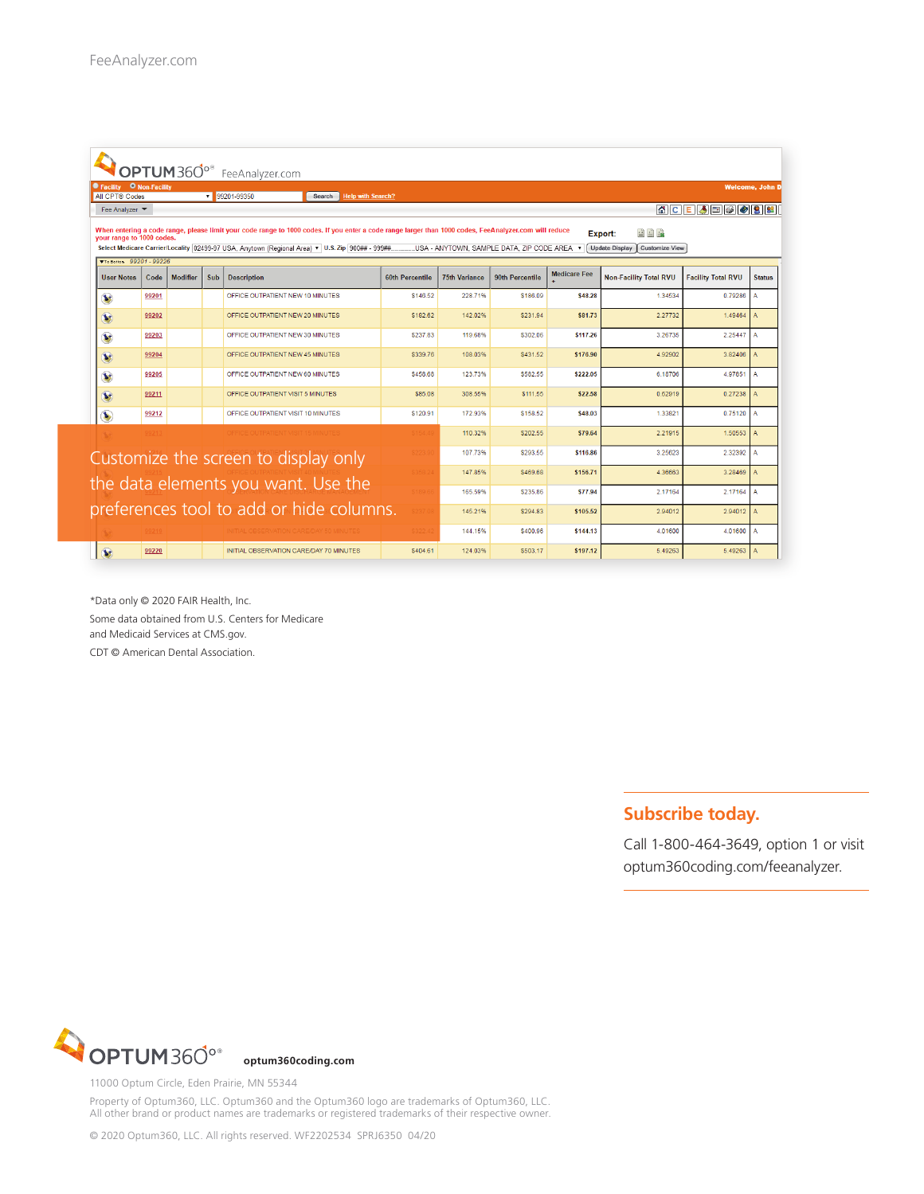FeeAnalyzer.com

OPTUM360° FeeAnalyzer.com

| User Notes | Code | Modifier | Sub | Description | 60th Percentile | 75th Variance | 90th Percentile | Medicare Fee | Non-Facility Total RVU | Facility Total RVU | Status |
|---|---|---|---|---|---|---|---|---|---|---|---|
| | 99201 | | | OFFICE OUTPATIENT NEW 10 MINUTES | $146.52 | 228.71% | $186.09 | $48.28 | 1.34534 | 0.79286 | A |
| | 99202 | | | OFFICE OUTPATIENT NEW 20 MINUTES | $182.62 | 142.02% | $231.94 | $81.73 | 2.27732 | 1.49464 | A |
| | 99203 | | | OFFICE OUTPATIENT NEW 30 MINUTES | $237.83 | 119.68% | $302.06 | $117.26 | 3.26735 | 2.25447 | A |
| | 99204 | | | OFFICE OUTPATIENT NEW 45 MINUTES | $339.76 | 108.03% | $431.52 | $176.90 | 4.92902 | 3.82406 | A |
| | 99205 | | | OFFICE OUTPATIENT NEW 60 MINUTES | $458.68 | 123.73% | $582.55 | $222.05 | 6.18706 | 4.97651 | A |
| | 99211 | | | OFFICE OUTPATIENT VISIT 5 MINUTES | $85.08 | 308.55% | $111.55 | $22.58 | 0.62919 | 0.27238 | A |
| | 99212 | | | OFFICE OUTPATIENT VISIT 10 MINUTES | $120.91 | 172.93% | $158.52 | $48.03 | 1.33821 | 0.75120 | A |
| | | | | | | 110.32% | $202.55 | $79.64 | 2.21915 | 1.50553 | A |
| | | | | | | 107.73% | $293.55 | $116.86 | 3.25623 | 2.32392 | A |
| | | | | | | 147.85% | $469.88 | $156.71 | 4.36663 | 3.28469 | A |
| | | | | | | 165.59% | $235.86 | $77.94 | 2.17164 | 2.17164 | A |
| | | | | | | 145.21% | $294.83 | $105.52 | 2.94012 | 2.94012 | A |
| | | | | | | 144.15% | $400.96 | $144.13 | 4.01600 | 4.01600 | A |
| | 99220 | | | INITIAL OBSERVATION CARE/DAY 70 MINUTES | $404.61 | 124.03% | $503.17 | $197.12 | 5.49263 | 5.49263 | A |

Customize the screen to display only the data elements you want. Use the preferences tool to add or hide columns.

*Data only © 2020 FAIR Health, Inc.
Some data obtained from U.S. Centers for Medicare and Medicaid Services at CMS.gov.
CDT © American Dental Association.

## Subscribe today.

Call 1-800-464-3649, option 1 or visit optum360coding.com/feeanalyzer.

OPTUM360° optum360coding.com

11000 Optum Circle, Eden Prairie, MN 55344

Property of Optum360, LLC. Optum360 and the Optum360 logo are trademarks of Optum360, LLC. All other brand or product names are trademarks or registered trademarks of their respective owner.

© 2020 Optum360, LLC. All rights reserved. WF2202534 SPRJ6350 04/20